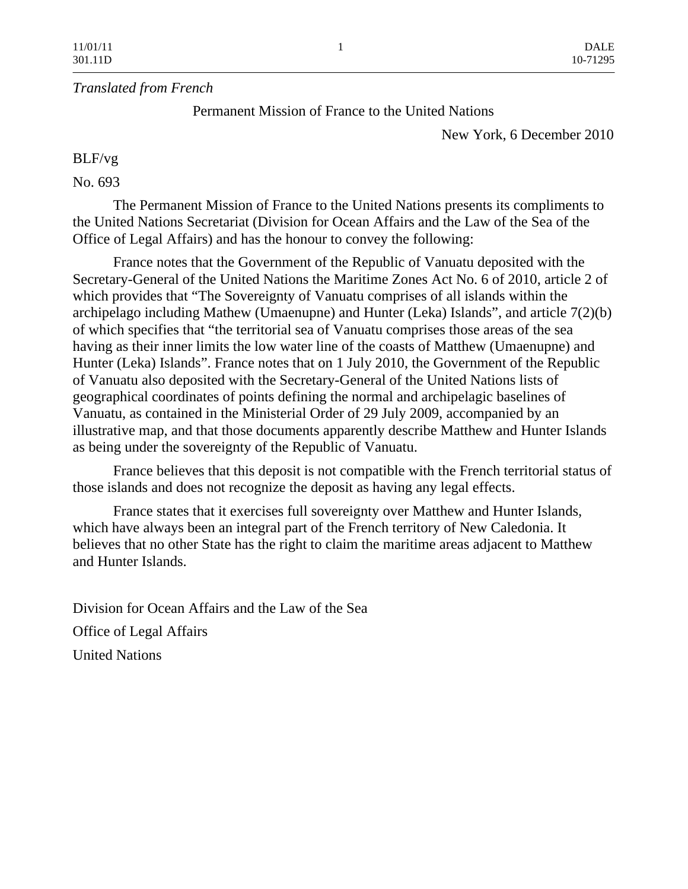*Translated from French*

Permanent Mission of France to the United Nations

New York, 6 December 2010

BLF/vg

No. 693

The Permanent Mission of France to the United Nations presents its compliments to the United Nations Secretariat (Division for Ocean Affairs and the Law of the Sea of the Office of Legal Affairs) and has the honour to convey the following:

France notes that the Government of the Republic of Vanuatu deposited with the Secretary-General of the United Nations the Maritime Zones Act No. 6 of 2010, article 2 of which provides that "The Sovereignty of Vanuatu comprises of all islands within the archipelago including Mathew (Umaenupne) and Hunter (Leka) Islands", and article 7(2)(b) of which specifies that "the territorial sea of Vanuatu comprises those areas of the sea having as their inner limits the low water line of the coasts of Matthew (Umaenupne) and Hunter (Leka) Islands". France notes that on 1 July 2010, the Government of the Republic of Vanuatu also deposited with the Secretary-General of the United Nations lists of geographical coordinates of points defining the normal and archipelagic baselines of Vanuatu, as contained in the Ministerial Order of 29 July 2009, accompanied by an illustrative map, and that those documents apparently describe Matthew and Hunter Islands as being under the sovereignty of the Republic of Vanuatu.

France believes that this deposit is not compatible with the French territorial status of those islands and does not recognize the deposit as having any legal effects.

France states that it exercises full sovereignty over Matthew and Hunter Islands, which have always been an integral part of the French territory of New Caledonia. It believes that no other State has the right to claim the maritime areas adjacent to Matthew and Hunter Islands.

Division for Ocean Affairs and the Law of the Sea

Office of Legal Affairs

United Nations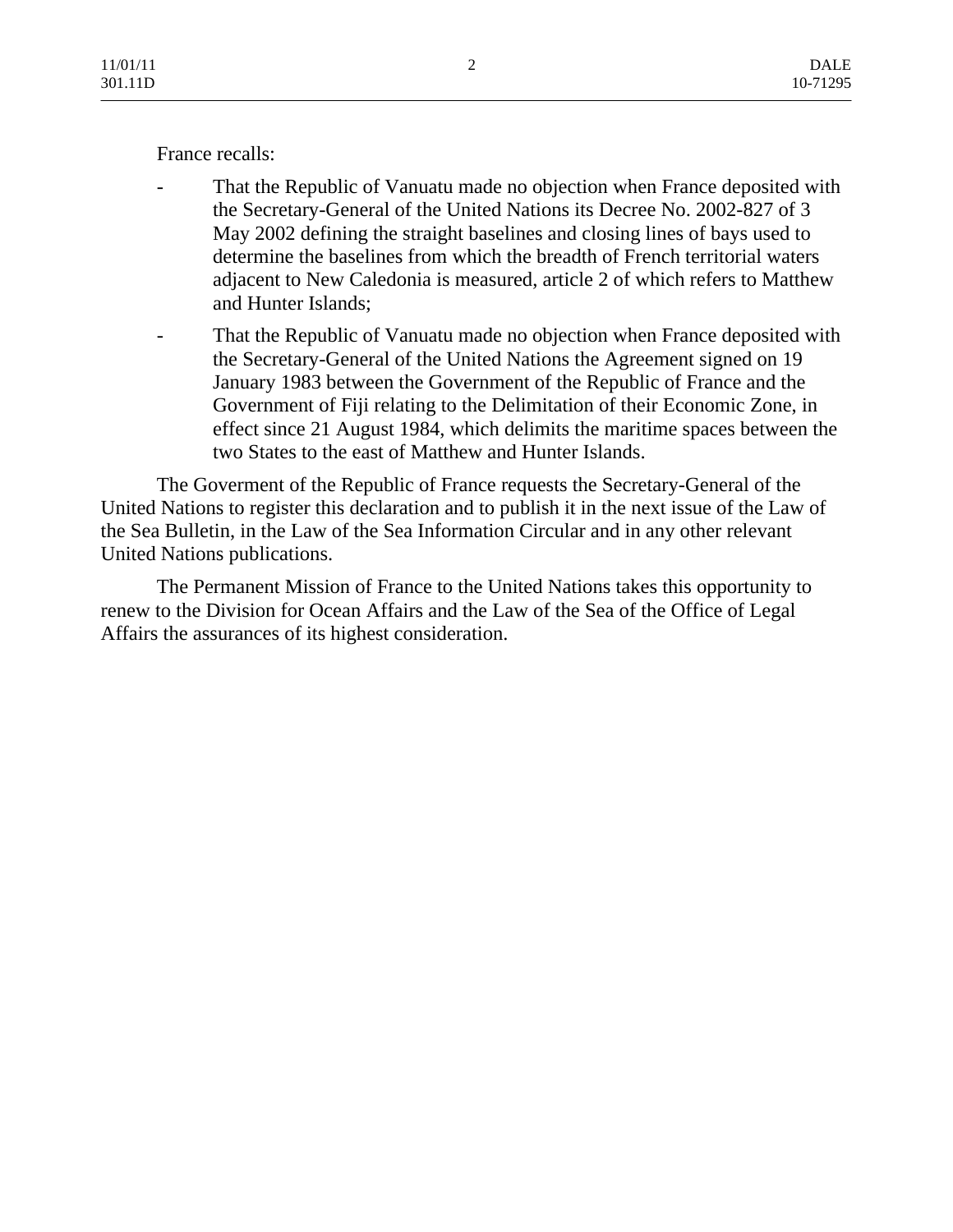France recalls:

- That the Republic of Vanuatu made no objection when France deposited with the Secretary-General of the United Nations its Decree No. 2002-827 of 3 May 2002 defining the straight baselines and closing lines of bays used to determine the baselines from which the breadth of French territorial waters adjacent to New Caledonia is measured, article 2 of which refers to Matthew and Hunter Islands;
- That the Republic of Vanuatu made no objection when France deposited with the Secretary-General of the United Nations the Agreement signed on 19 January 1983 between the Government of the Republic of France and the Government of Fiji relating to the Delimitation of their Economic Zone, in effect since 21 August 1984, which delimits the maritime spaces between the two States to the east of Matthew and Hunter Islands.

The Goverment of the Republic of France requests the Secretary-General of the United Nations to register this declaration and to publish it in the next issue of the Law of the Sea Bulletin, in the Law of the Sea Information Circular and in any other relevant United Nations publications.

The Permanent Mission of France to the United Nations takes this opportunity to renew to the Division for Ocean Affairs and the Law of the Sea of the Office of Legal Affairs the assurances of its highest consideration.